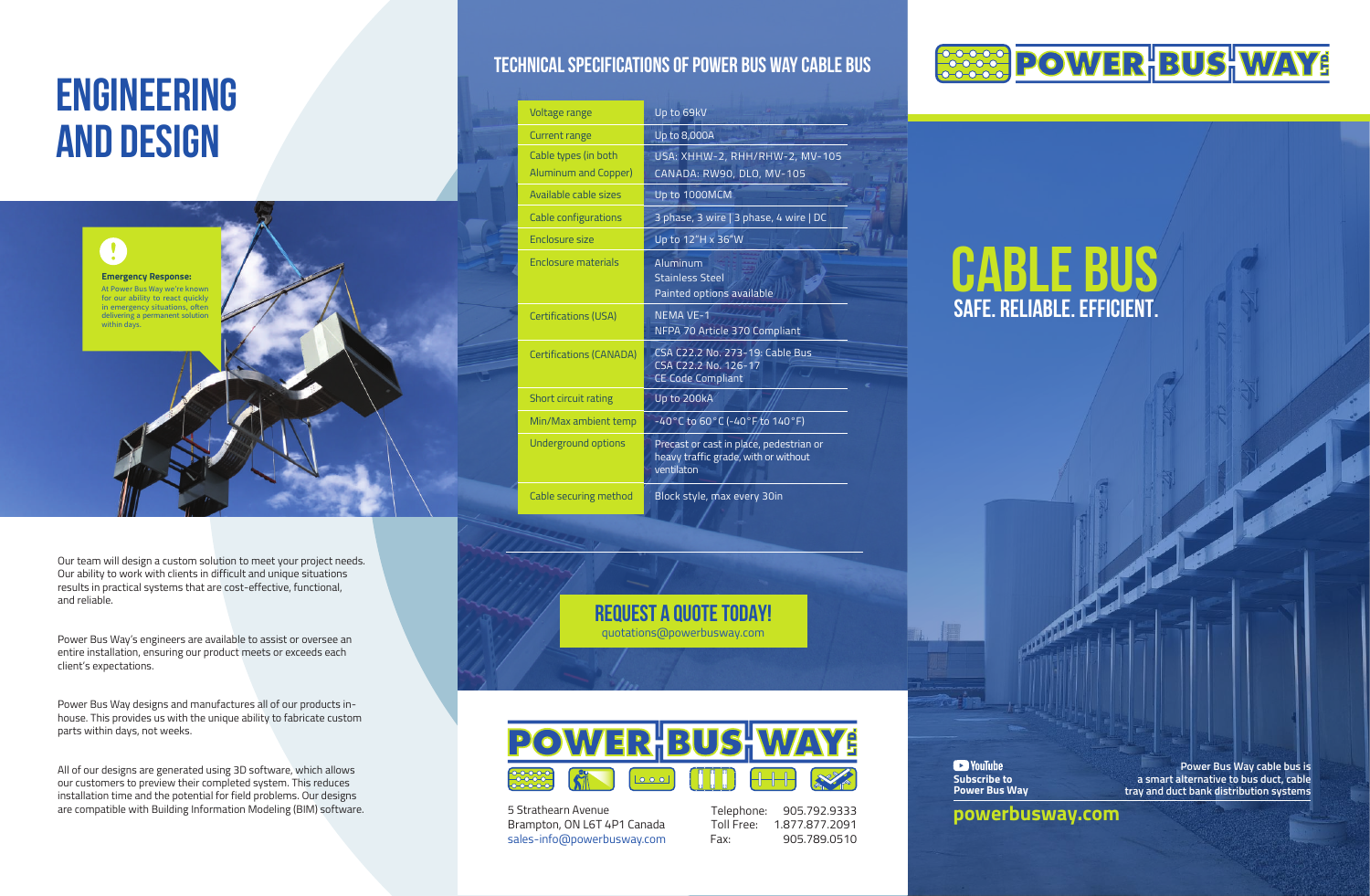# ENGINEERING AND DESIGN

**Emergency Response:**
At Power Bus Way we're known for our ability to react quickly in emergency situations, often delivering a permanent solution within days.

Our team will design a custom solution to meet your project needs. Our ability to work with clients in difficult and unique situations results in practical systems that are cost-effective, functional, and reliable.

Power Bus Way's engineers are available to assist or oversee an entire installation, ensuring our product meets or exceeds each client's expectations.

Power Bus Way designs and manufactures all of our products in-house. This provides us with the unique ability to fabricate custom parts within days, not weeks.

All of our designs are generated using 3D software, which allows our customers to preview their completed system. This reduces installation time and the potential for field problems. Our designs are compatible with Building Information Modeling (BIM) software.

## TECHNICAL SPECIFICATIONS OF POWER BUS WAY CABLE BUS

| | |
|---|---|
| Voltage range | Up to 69kV |
| Current range | Up to 8,000A |
| Cable types (in both Aluminum and Copper) | USA: XHHW-2, RHH/RHW-2, MV-105<br>CANADA: RW90, DLO, MV-105 |
| Available cable sizes | Up to 1000MCM |
| Cable configurations | 3 phase, 3 wire \| 3 phase, 4 wire \| DC |
| Enclosure size | Up to 12"H x 36"W |
| Enclosure materials | Aluminum<br>Stainless Steel<br>Painted options available |
| Certifications (USA) | NEMA VE-1<br>NFPA 70 Article 370 Compliant |
| Certifications (CANADA) | CSA C22.2 No. 273-19: Cable Bus<br>CSA C22.2 No. 126-17<br>CE Code Compliant |
| Short circuit rating | Up to 200kA |
| Min/Max ambient temp | -40°C to 60°C (-40°F to 140°F) |
| Underground options | Precast or cast in place, pedestrian or heavy traffic grade, with or without ventilaton |
| Cable securing method | Block style, max every 30in |

## REQUEST A QUOTE TODAY!
quotations@powerbusway.com

POWER BUS WAY LTD.

5 Strathearn Avenue
Brampton, ON L6T 4P1 Canada
sales-info@powerbusway.com

Telephone: 905.792.9333
Toll Free: 1.877.877.2091
Fax: 905.789.0510

POWER BUS WAY LTD.

# CABLE BUS
## SAFE. RELIABLE. EFFICIENT.

YouTube
**Subscribe to Power Bus Way**

**Power Bus Way cable bus is a smart alternative to bus duct, cable tray and duct bank distribution systems**

**powerbusway.com**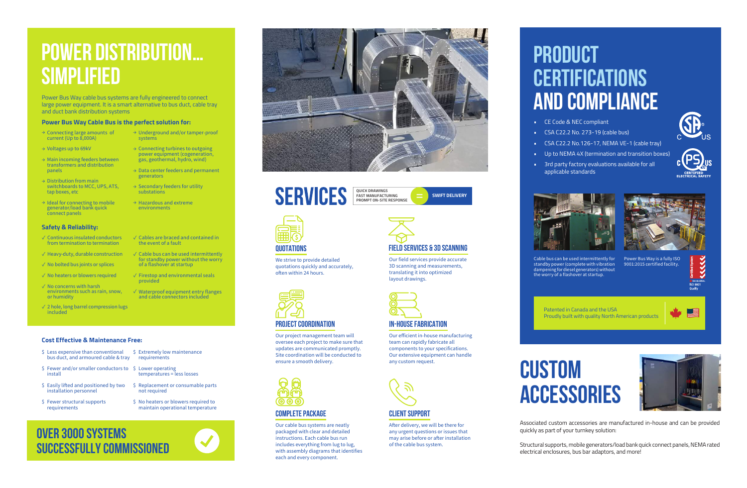# POWER DISTRIBUTION... SIMPLIFIED

Power Bus Way cable bus systems are fully engineered to connect large power equipment. It is a smart alternative to bus duct, cable tray and duct bank distribution systems

### Power Bus Way Cable Bus is the perfect solution for:

- → Connecting large amounts of current (Up to 8,000A)
- → Voltages up to 69kV
- → Main incoming feeders between transformers and distribution panels
- → Distribution from main switchboards to MCC, UPS, ATS, tap boxes, etc
- → Ideal for connecting to mobile generator/load bank quick connect panels
- → Underground and/or tamper-proof systems
- → Connecting turbines to outgoing power equipment (cogeneration, gas, geothermal, hydro, wind)
- → Data center feeders and permanent generators
- → Secondary feeders for utility substations
- → Hazardous and extreme environments

### Safety & Reliability:

- ✓ Continuous insulated conductors from termination to termination
- ✓ Heavy-duty, durable construction
- ✓ No bolted bus joints or splices
- ✓ No heaters or blowers required
- ✓ No concerns with harsh environments such as rain, snow, or humidity
- ✓ 2 hole, long barrel compression lugs included
- ✓ Cables are braced and contained in the event of a fault
- ✓ Cable bus can be used intermittently for standby power without the worry of a flashover at startup
- ✓ Firestop and environmental seals provided
- ✓ Waterproof equipment entry flanges and cable connectors included

### Cost Effective & Maintenance Free:

- $ Less expensive than conventional bus duct, and armoured cable & tray
- $ Fewer and/or smaller conductors to install
- $ Easily lifted and positioned by two installation personnel
- $ Fewer structural supports requirements
- $ Extremely low maintenance requirements
- $ Lower operating temperatures = less losses
- $ Replacement or consumable parts not required
- $ No heaters or blowers required to maintain operational temperature

## OVER 3000 SYSTEMS SUCCESSFULLY COMMISSIONED

# SERVICES

QUICK DRAWINGS
FAST MANUFACTURING
PROMPT ON-SITE RESPONSE
= SWIFT DELIVERY

### QUOTATIONS

We strive to provide detailed quotations quickly and accurately, often within 24 hours.

### PROJECT COORDINATION

Our project management team will oversee each project to make sure that updates are communicated promptly. Site coordination will be conducted to ensure a smooth delivery.

### COMPLETE PACKAGE

Our cable bus systems are neatly packaged with clear and detailed instructions. Each cable bus run includes everything from lug to lug, with assembly diagrams that identifies each and every component.

### FIELD SERVICES & 3D SCANNING

Our field services provide accurate 3D scanning and measurements, translating it into optimized layout drawings.

### IN-HOUSE FABRICATION

Our efficient in-house manufacturing team can rapidly fabricate all components to your specifications. Our extensive equipment can handle any custom request.

### CLIENT SUPPORT

After delivery, we will be there for any urgent questions or issues that may arise before or after installation of the cable bus system.

# PRODUCT CERTIFICATIONS AND COMPLIANCE

- CE Code & NEC compliant
- CSA C22.2 No. 273-19 (cable bus)
- CSA C22.2 No.126-17, NEMA VE-1 (cable tray)
- Up to NEMA 4X (termination and transition boxes)
- 3rd party factory evaluations available for all applicable standards

CERTIFIED ELECTRICAL SAFETY

Cable bus can be used intermittently for standby power (complete with vibration dampening for diesel generators) without the worry of a flashover at startup.

Power Bus Way is a fully ISO 9001:2015 certified facility.

Certified System
ISO 9001 Quality

Patented in Canada and the USA
Proudly built with quality North American products

# CUSTOM ACCESSORIES

Associated custom accessories are manufactured in-house and can be provided quickly as part of your turnkey solution:

Structural supports, mobile generators/load bank quick connect panels, NEMA rated electrical enclosures, bus bar adaptors, and more!